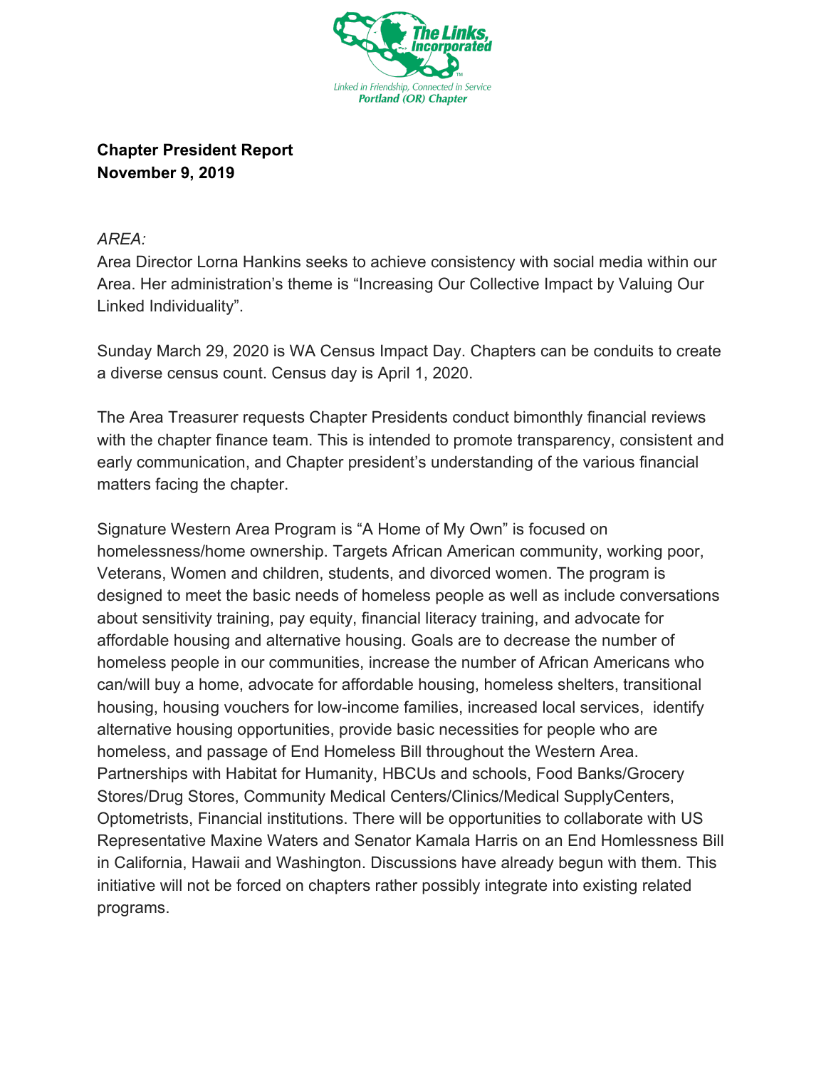**Chapter President Report**
**November 9, 2019**

*AREA:*

Area Director Lorna Hankins seeks to achieve consistency with social media within our Area. Her administration's theme is "Increasing Our Collective Impact by Valuing Our Linked Individuality".

Sunday March 29, 2020 is WA Census Impact Day. Chapters can be conduits to create a diverse census count. Census day is April 1, 2020.

The Area Treasurer requests Chapter Presidents conduct bimonthly financial reviews with the chapter finance team. This is intended to promote transparency, consistent and early communication, and Chapter president's understanding of the various financial matters facing the chapter.

Signature Western Area Program is "A Home of My Own" is focused on homelessness/home ownership. Targets African American community, working poor, Veterans, Women and children, students, and divorced women. The program is designed to meet the basic needs of homeless people as well as include conversations about sensitivity training, pay equity, financial literacy training, and advocate for affordable housing and alternative housing. Goals are to decrease the number of homeless people in our communities, increase the number of African Americans who can/will buy a home, advocate for affordable housing, homeless shelters, transitional housing, housing vouchers for low-income families, increased local services, identify alternative housing opportunities, provide basic necessities for people who are homeless, and passage of End Homeless Bill throughout the Western Area. Partnerships with Habitat for Humanity, HBCUs and schools, Food Banks/Grocery Stores/Drug Stores, Community Medical Centers/Clinics/Medical SupplyCenters, Optometrists, Financial institutions. There will be opportunities to collaborate with US Representative Maxine Waters and Senator Kamala Harris on an End Homlessness Bill in California, Hawaii and Washington. Discussions have already begun with them. This initiative will not be forced on chapters rather possibly integrate into existing related programs.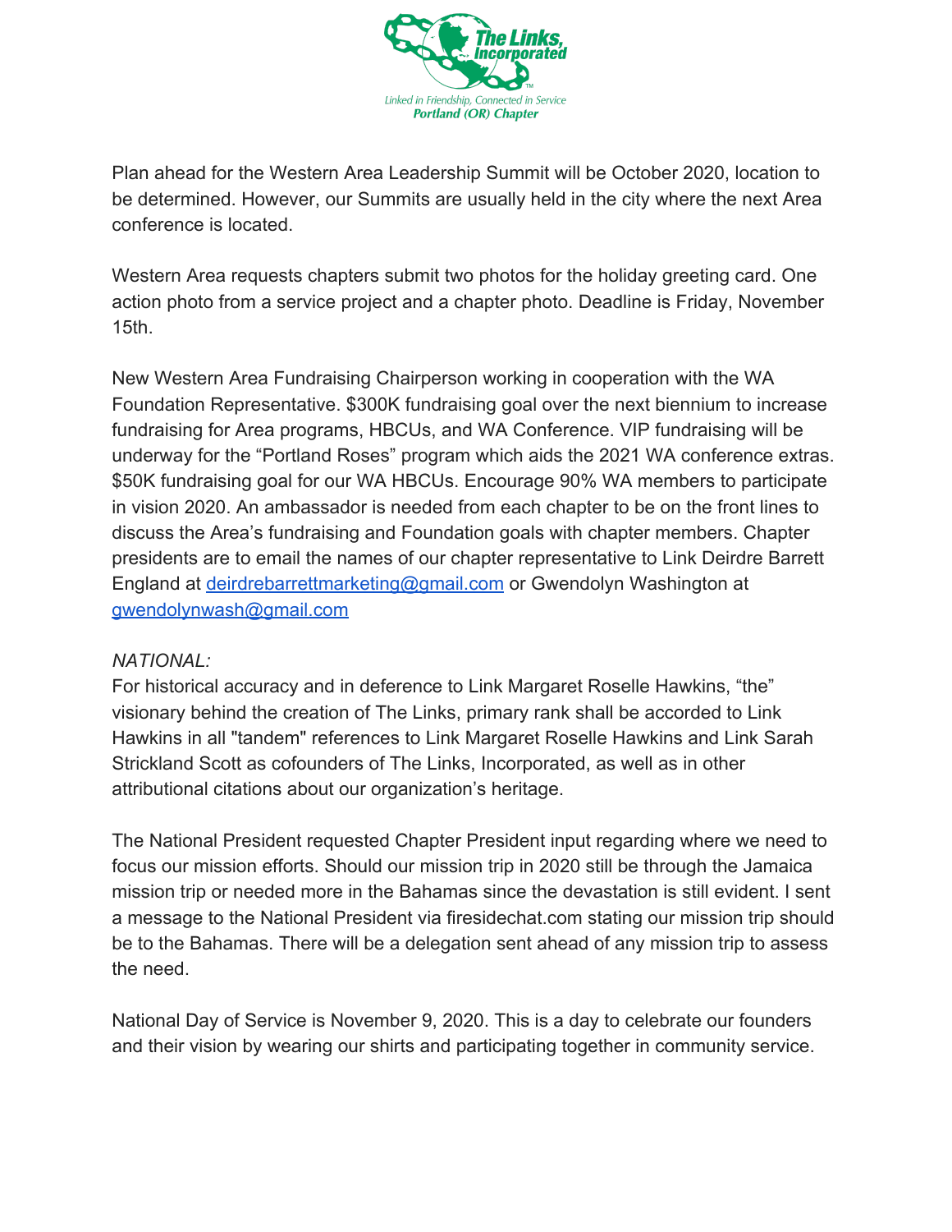Plan ahead for the Western Area Leadership Summit will be October 2020, location to be determined. However, our Summits are usually held in the city where the next Area conference is located.

Western Area requests chapters submit two photos for the holiday greeting card. One action photo from a service project and a chapter photo. Deadline is Friday, November 15th.

New Western Area Fundraising Chairperson working in cooperation with the WA Foundation Representative. $300K fundraising goal over the next biennium to increase fundraising for Area programs, HBCUs, and WA Conference. VIP fundraising will be underway for the "Portland Roses" program which aids the 2021 WA conference extras. $50K fundraising goal for our WA HBCUs. Encourage 90% WA members to participate in vision 2020. An ambassador is needed from each chapter to be on the front lines to discuss the Area's fundraising and Foundation goals with chapter members. Chapter presidents are to email the names of our chapter representative to Link Deirdre Barrett England at deirdrebarrettmarketing@gmail.com or Gwendolyn Washington at gwendolynwash@gmail.com

*NATIONAL:*

For historical accuracy and in deference to Link Margaret Roselle Hawkins, "the" visionary behind the creation of The Links, primary rank shall be accorded to Link Hawkins in all "tandem" references to Link Margaret Roselle Hawkins and Link Sarah Strickland Scott as cofounders of The Links, Incorporated, as well as in other attributional citations about our organization's heritage.

The National President requested Chapter President input regarding where we need to focus our mission efforts. Should our mission trip in 2020 still be through the Jamaica mission trip or needed more in the Bahamas since the devastation is still evident. I sent a message to the National President via firesidechat.com stating our mission trip should be to the Bahamas. There will be a delegation sent ahead of any mission trip to assess the need.

National Day of Service is November 9, 2020. This is a day to celebrate our founders and their vision by wearing our shirts and participating together in community service.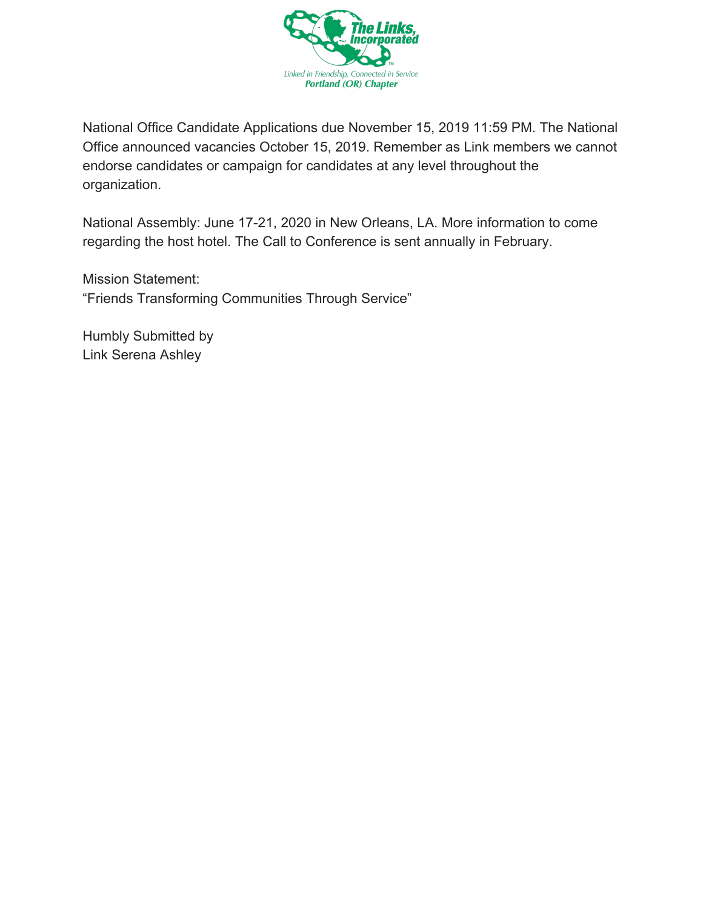National Office Candidate Applications due November 15, 2019 11:59 PM. The National Office announced vacancies October 15, 2019. Remember as Link members we cannot endorse candidates or campaign for candidates at any level throughout the organization.

National Assembly: June 17-21, 2020 in New Orleans, LA. More information to come regarding the host hotel. The Call to Conference is sent annually in February.

Mission Statement:
"Friends Transforming Communities Through Service"

Humbly Submitted by
Link Serena Ashley